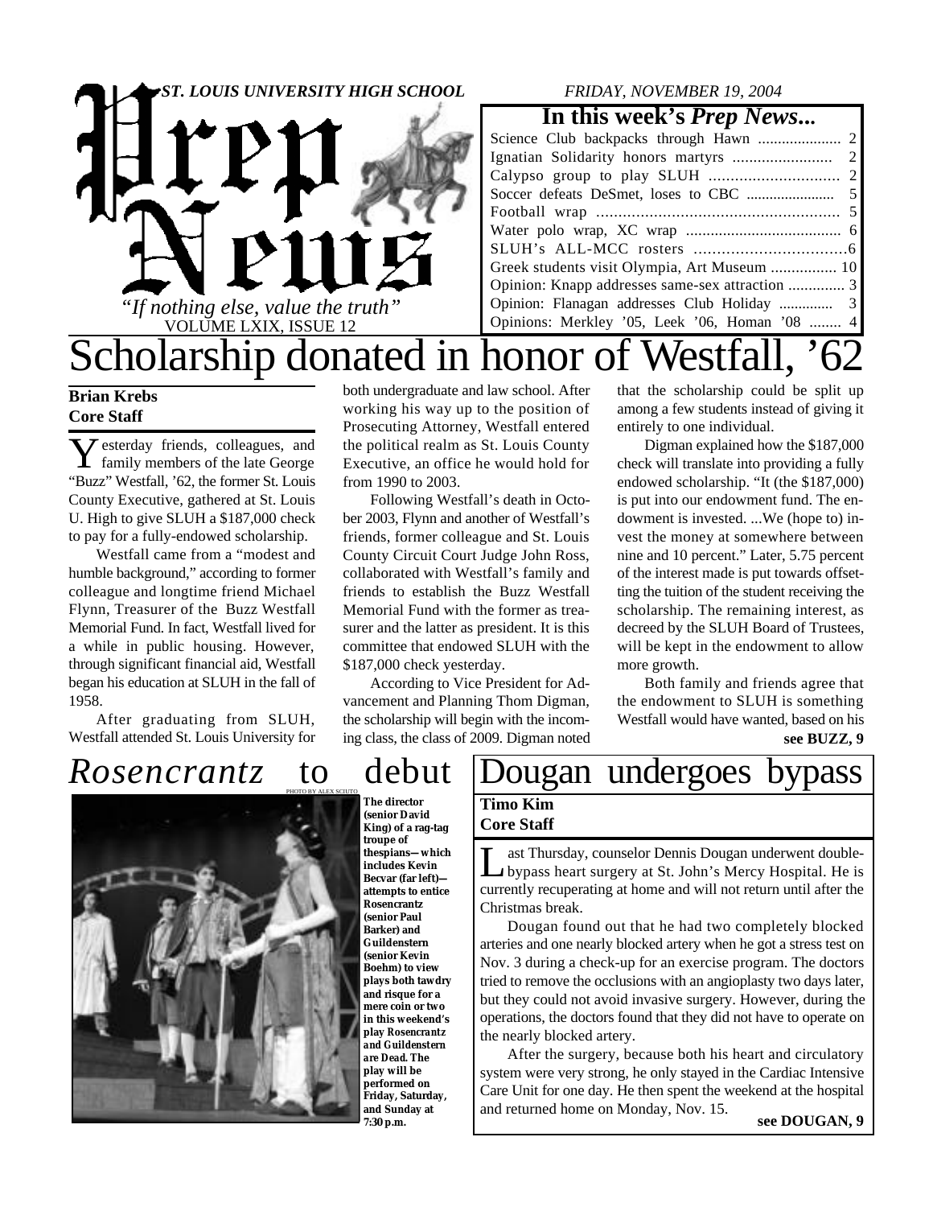# Prep News

*ST. LOUIS UNIVERSITY HIGH SCHOOL*

*FRIDAY, NOVEMBER 19, 2004*

*"If nothing else, value the truth"*

VOLUME LXIX, ISSUE 12

## In this week's *Prep News...*

| | |
|---|---|
| Science Club backpacks through Hawn | 2 |
| Ignatian Solidarity honors martyrs | 2 |
| Calypso group to play SLUH | 2 |
| Soccer defeats DeSmet, loses to CBC | 5 |
| Football wrap | 5 |
| Water polo wrap, XC wrap | 6 |
| SLUH's ALL-MCC rosters | 6 |
| Greek students visit Olympia, Art Museum | 10 |
| Opinion: Knapp addresses same-sex attraction | 3 |
| Opinion: Flanagan addresses Club Holiday | 3 |
| Opinions: Merkley '05, Leek '06, Homan '08 | 4 |

# Scholarship donated in honor of Westfall, '62

**Brian Krebs**
**Core Staff**

Yesterday friends, colleagues, and family members of the late George "Buzz" Westfall, '62, the former St. Louis County Executive, gathered at St. Louis U. High to give SLUH a $187,000 check to pay for a fully-endowed scholarship.

Westfall came from a "modest and humble background," according to former colleague and longtime friend Michael Flynn, Treasurer of the Buzz Westfall Memorial Fund. In fact, Westfall lived for a while in public housing. However, through significant financial aid, Westfall began his education at SLUH in the fall of 1958.

After graduating from SLUH, Westfall attended St. Louis University for both undergraduate and law school. After working his way up to the position of Prosecuting Attorney, Westfall entered the political realm as St. Louis County Executive, an office he would hold for from 1990 to 2003.

Following Westfall's death in October 2003, Flynn and another of Westfall's friends, former colleague and St. Louis County Circuit Court Judge John Ross, collaborated with Westfall's family and friends to establish the Buzz Westfall Memorial Fund with the former as treasurer and the latter as president. It is this committee that endowed SLUH with the $187,000 check yesterday.

According to Vice President for Advancement and Planning Thom Digman, the scholarship will begin with the incoming class, the class of 2009. Digman noted that the scholarship could be split up among a few students instead of giving it entirely to one individual.

Digman explained how the $187,000 check will translate into providing a fully endowed scholarship. "It (the $187,000) is put into our endowment fund. The endowment is invested. ...We (hope to) invest the money at somewhere between nine and 10 percent." Later, 5.75 percent of the interest made is put towards offsetting the tuition of the student receiving the scholarship. The remaining interest, as decreed by the SLUH Board of Trustees, will be kept in the endowment to allow more growth.

Both family and friends agree that the endowment to SLUH is something Westfall would have wanted, based on his

**see BUZZ, 9**

# *Rosencrantz* to debut

PHOTO BY ALEX SCIUTO

**The director (senior David King) of a rag-tag troupe of thespians—which includes Kevin Becvar (far left)—attempts to entice Rosencrantz (senior Paul Barker) and Guildenstern (senior Kevin Boehm) to view plays both tawdry and risque for a mere coin or two in this weekend's play *Rosencrantz and Guildenstern are Dead*. The play will be performed on Friday, Saturday, and Sunday at 7:30 p.m.**

# Dougan undergoes bypass

**Timo Kim**
**Core Staff**

Last Thursday, counselor Dennis Dougan underwent double-bypass heart surgery at St. John's Mercy Hospital. He is currently recuperating at home and will not return until after the Christmas break.

Dougan found out that he had two completely blocked arteries and one nearly blocked artery when he got a stress test on Nov. 3 during a check-up for an exercise program. The doctors tried to remove the occlusions with an angioplasty two days later, but they could not avoid invasive surgery. However, during the operations, the doctors found that they did not have to operate on the nearly blocked artery.

After the surgery, because both his heart and circulatory system were very strong, he only stayed in the Cardiac Intensive Care Unit for one day. He then spent the weekend at the hospital and returned home on Monday, Nov. 15.

**see DOUGAN, 9**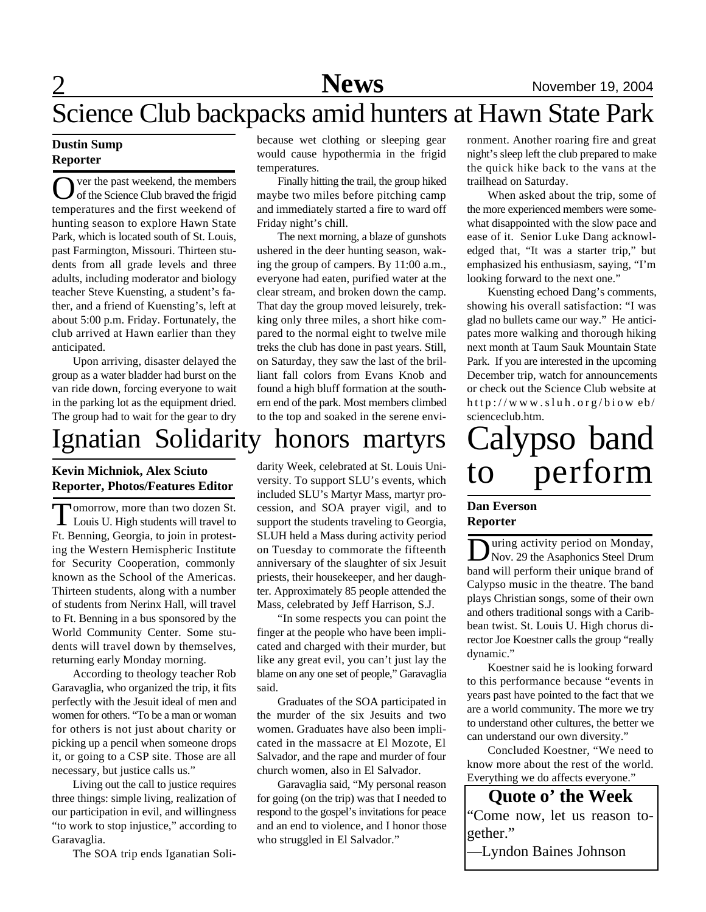# Science Club backpacks amid hunters at Hawn State Park

**Dustin Sump**
**Reporter**

Over the past weekend, the members of the Science Club braved the frigid temperatures and the first weekend of hunting season to explore Hawn State Park, which is located south of St. Louis, past Farmington, Missouri. Thirteen students from all grade levels and three adults, including moderator and biology teacher Steve Kuensting, a student's father, and a friend of Kuensting's, left at about 5:00 p.m. Friday. Fortunately, the club arrived at Hawn earlier than they anticipated.

Upon arriving, disaster delayed the group as a water bladder had burst on the van ride down, forcing everyone to wait in the parking lot as the equipment dried. The group had to wait for the gear to dry because wet clothing or sleeping gear would cause hypothermia in the frigid temperatures.

Finally hitting the trail, the group hiked maybe two miles before pitching camp and immediately started a fire to ward off Friday night's chill.

The next morning, a blaze of gunshots ushered in the deer hunting season, waking the group of campers. By 11:00 a.m., everyone had eaten, purified water at the clear stream, and broken down the camp. That day the group moved leisurely, trekking only three miles, a short hike compared to the normal eight to twelve mile treks the club has done in past years. Still, on Saturday, they saw the last of the brilliant fall colors from Evans Knob and found a high bluff formation at the southern end of the park. Most members climbed to the top and soaked in the serene environment. Another roaring fire and great night's sleep left the club prepared to make the quick hike back to the vans at the trailhead on Saturday.

When asked about the trip, some of the more experienced members were somewhat disappointed with the slow pace and ease of it. Senior Luke Dang acknowledged that, "It was a starter trip," but emphasized his enthusiasm, saying, "I'm looking forward to the next one."

Kuensting echoed Dang's comments, showing his overall satisfaction: "I was glad no bullets came our way." He anticipates more walking and thorough hiking next month at Taum Sauk Mountain State Park. If you are interested in the upcoming December trip, watch for announcements or check out the Science Club website at http://www.sluh.org/bioweb/scienceclub.htm.

# Ignatian Solidarity honors martyrs

**Kevin Michniok, Alex Sciuto**
**Reporter, Photos/Features Editor**

Tomorrow, more than two dozen St. Louis U. High students will travel to Ft. Benning, Georgia, to join in protesting the Western Hemispheric Institute for Security Cooperation, commonly known as the School of the Americas. Thirteen students, along with a number of students from Nerinx Hall, will travel to Ft. Benning in a bus sponsored by the World Community Center. Some students will travel down by themselves, returning early Monday morning.

According to theology teacher Rob Garavaglia, who organized the trip, it fits perfectly with the Jesuit ideal of men and women for others. "To be a man or woman for others is not just about charity or picking up a pencil when someone drops it, or going to a CSP site. Those are all necessary, but justice calls us."

Living out the call to justice requires three things: simple living, realization of our participation in evil, and willingness "to work to stop injustice," according to Garavaglia.

The SOA trip ends Iganatian Solidarity Week, celebrated at St. Louis University. To support SLU's events, which included SLU's Martyr Mass, martyr procession, and SOA prayer vigil, and to support the students traveling to Georgia, SLUH held a Mass during activity period on Tuesday to commorate the fifteenth anniversary of the slaughter of six Jesuit priests, their housekeeper, and her daughter. Approximately 85 people attended the Mass, celebrated by Jeff Harrison, S.J.

"In some respects you can point the finger at the people who have been implicated and charged with their murder, but like any great evil, you can't just lay the blame on any one set of people," Garavaglia said.

Graduates of the SOA participated in the murder of the six Jesuits and two women. Graduates have also been implicated in the massacre at El Mozote, El Salvador, and the rape and murder of four church women, also in El Salvador.

Garavaglia said, "My personal reason for going (on the trip) was that I needed to respond to the gospel's invitations for peace and an end to violence, and I honor those who struggled in El Salvador."

# Calypso band to perform

**Dan Everson**
**Reporter**

During activity period on Monday, Nov. 29 the Asaphonics Steel Drum band will perform their unique brand of Calypso music in the theatre. The band plays Christian songs, some of their own and others traditional songs with a Caribbean twist. St. Louis U. High chorus director Joe Koestner calls the group "really dynamic."

Koestner said he is looking forward to this performance because "events in years past have pointed to the fact that we are a world community. The more we try to understand other cultures, the better we can understand our own diversity."

Concluded Koestner, "We need to know more about the rest of the world. Everything we do affects everyone."

## Quote o' the Week

"Come now, let us reason together."

—Lyndon Baines Johnson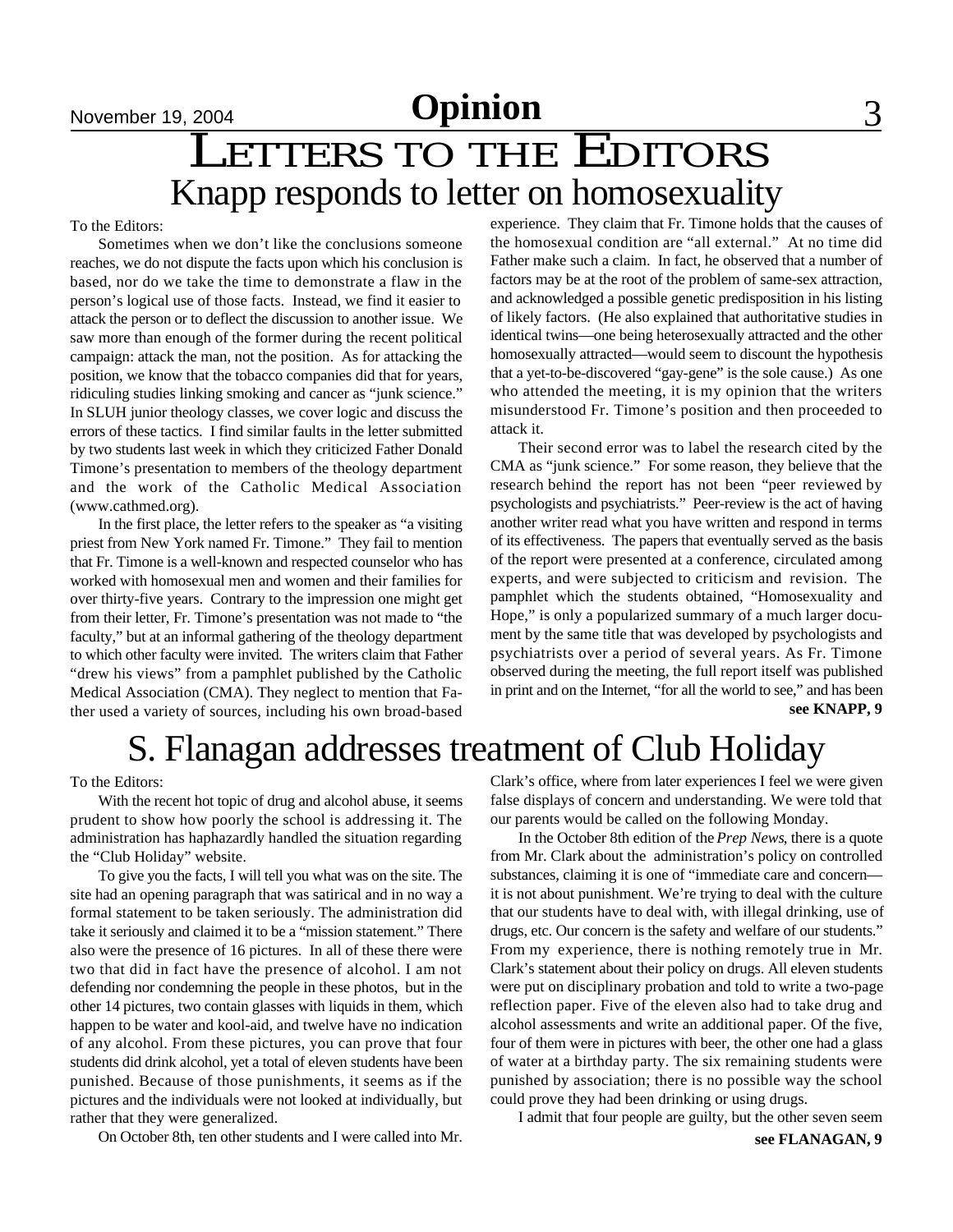# Opinion

# Letters to the Editors

## Knapp responds to letter on homosexuality

To the Editors:

Sometimes when we don't like the conclusions someone reaches, we do not dispute the facts upon which his conclusion is based, nor do we take the time to demonstrate a flaw in the person's logical use of those facts. Instead, we find it easier to attack the person or to deflect the discussion to another issue. We saw more than enough of the former during the recent political campaign: attack the man, not the position. As for attacking the position, we know that the tobacco companies did that for years, ridiculing studies linking smoking and cancer as "junk science." In SLUH junior theology classes, we cover logic and discuss the errors of these tactics. I find similar faults in the letter submitted by two students last week in which they criticized Father Donald Timone's presentation to members of the theology department and the work of the Catholic Medical Association (www.cathmed.org).

In the first place, the letter refers to the speaker as "a visiting priest from New York named Fr. Timone." They fail to mention that Fr. Timone is a well-known and respected counselor who has worked with homosexual men and women and their families for over thirty-five years. Contrary to the impression one might get from their letter, Fr. Timone's presentation was not made to "the faculty," but at an informal gathering of the theology department to which other faculty were invited. The writers claim that Father "drew his views" from a pamphlet published by the Catholic Medical Association (CMA). They neglect to mention that Father used a variety of sources, including his own broad-based experience. They claim that Fr. Timone holds that the causes of the homosexual condition are "all external." At no time did Father make such a claim. In fact, he observed that a number of factors may be at the root of the problem of same-sex attraction, and acknowledged a possible genetic predisposition in his listing of likely factors. (He also explained that authoritative studies in identical twins—one being heterosexually attracted and the other homosexually attracted—would seem to discount the hypothesis that a yet-to-be-discovered "gay-gene" is the sole cause.) As one who attended the meeting, it is my opinion that the writers misunderstood Fr. Timone's position and then proceeded to attack it.

Their second error was to label the research cited by the CMA as "junk science." For some reason, they believe that the research behind the report has not been "peer reviewed by psychologists and psychiatrists." Peer-review is the act of having another writer read what you have written and respond in terms of its effectiveness. The papers that eventually served as the basis of the report were presented at a conference, circulated among experts, and were subjected to criticism and revision. The pamphlet which the students obtained, "Homosexuality and Hope," is only a popularized summary of a much larger document by the same title that was developed by psychologists and psychiatrists over a period of several years. As Fr. Timone observed during the meeting, the full report itself was published in print and on the Internet, "for all the world to see," and has been

**see KNAPP, 9**

## S. Flanagan addresses treatment of Club Holiday

To the Editors:

With the recent hot topic of drug and alcohol abuse, it seems prudent to show how poorly the school is addressing it. The administration has haphazardly handled the situation regarding the "Club Holiday" website.

To give you the facts, I will tell you what was on the site. The site had an opening paragraph that was satirical and in no way a formal statement to be taken seriously. The administration did take it seriously and claimed it to be a "mission statement." There also were the presence of 16 pictures. In all of these there were two that did in fact have the presence of alcohol. I am not defending nor condemning the people in these photos, but in the other 14 pictures, two contain glasses with liquids in them, which happen to be water and kool-aid, and twelve have no indication of any alcohol. From these pictures, you can prove that four students did drink alcohol, yet a total of eleven students have been punished. Because of those punishments, it seems as if the pictures and the individuals were not looked at individually, but rather that they were generalized.

On October 8th, ten other students and I were called into Mr. Clark's office, where from later experiences I feel we were given false displays of concern and understanding. We were told that our parents would be called on the following Monday.

In the October 8th edition of the *Prep News*, there is a quote from Mr. Clark about the administration's policy on controlled substances, claiming it is one of "immediate care and concern—it is not about punishment. We're trying to deal with the culture that our students have to deal with, with illegal drinking, use of drugs, etc. Our concern is the safety and welfare of our students." From my experience, there is nothing remotely true in Mr. Clark's statement about their policy on drugs. All eleven students were put on disciplinary probation and told to write a two-page reflection paper. Five of the eleven also had to take drug and alcohol assessments and write an additional paper. Of the five, four of them were in pictures with beer, the other one had a glass of water at a birthday party. The six remaining students were punished by association; there is no possible way the school could prove they had been drinking or using drugs.

I admit that four people are guilty, but the other seven seem

**see FLANAGAN, 9**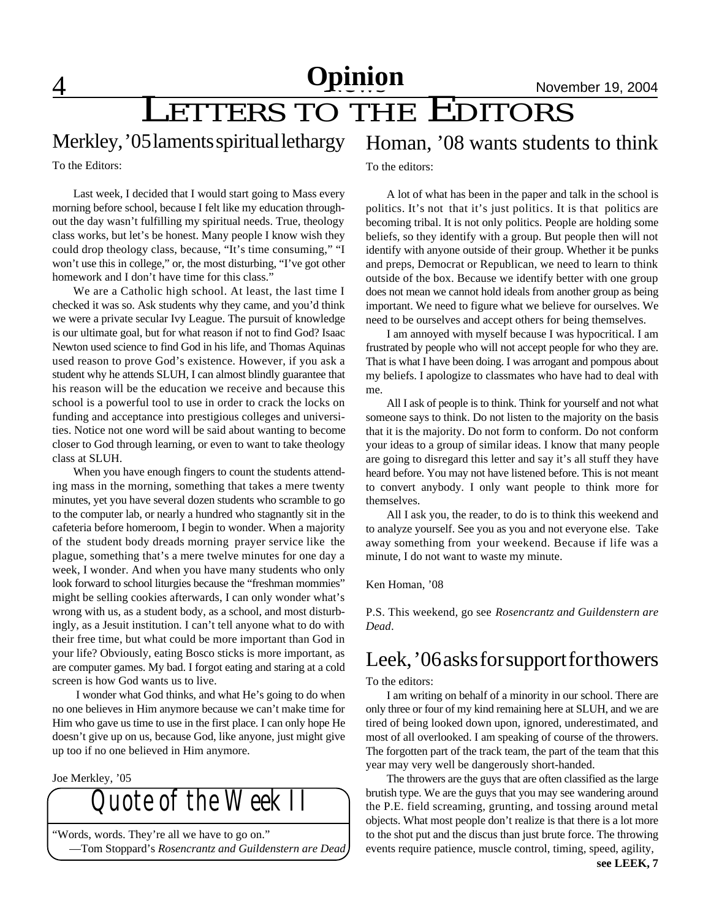# Opinion

# LETTERS TO THE EDITORS

## Merkley, '05 laments spiritual lethargy

To the Editors:

Last week, I decided that I would start going to Mass every morning before school, because I felt like my education throughout the day wasn't fulfilling my spiritual needs. True, theology class works, but let's be honest. Many people I know wish they could drop theology class, because, "It's time consuming," "I won't use this in college," or, the most disturbing, "I've got other homework and I don't have time for this class."

We are a Catholic high school. At least, the last time I checked it was so. Ask students why they came, and you'd think we were a private secular Ivy League. The pursuit of knowledge is our ultimate goal, but for what reason if not to find God? Isaac Newton used science to find God in his life, and Thomas Aquinas used reason to prove God's existence. However, if you ask a student why he attends SLUH, I can almost blindly guarantee that his reason will be the education we receive and because this school is a powerful tool to use in order to crack the locks on funding and acceptance into prestigious colleges and universities. Notice not one word will be said about wanting to become closer to God through learning, or even to want to take theology class at SLUH.

When you have enough fingers to count the students attending mass in the morning, something that takes a mere twenty minutes, yet you have several dozen students who scramble to go to the computer lab, or nearly a hundred who stagnantly sit in the cafeteria before homeroom, I begin to wonder. When a majority of the student body dreads morning prayer service like the plague, something that's a mere twelve minutes for one day a week, I wonder. And when you have many students who only look forward to school liturgies because the "freshman mommies" might be selling cookies afterwards, I can only wonder what's wrong with us, as a student body, as a school, and most disturbingly, as a Jesuit institution. I can't tell anyone what to do with their free time, but what could be more important than God in your life? Obviously, eating Bosco sticks is more important, as are computer games. My bad. I forgot eating and staring at a cold screen is how God wants us to live.

I wonder what God thinks, and what He's going to do when no one believes in Him anymore because we can't make time for Him who gave us time to use in the first place. I can only hope He doesn't give up on us, because God, like anyone, just might give up too if no one believed in Him anymore.

Joe Merkley, '05

## Quote of the Week II

"Words, words. They're all we have to go on."
—Tom Stoppard's *Rosencrantz and Guildenstern are Dead*

## Homan, '08 wants students to think

To the editors:

A lot of what has been in the paper and talk in the school is politics. It's not that it's just politics. It is that politics are becoming tribal. It is not only politics. People are holding some beliefs, so they identify with a group. But people then will not identify with anyone outside of their group. Whether it be punks and preps, Democrat or Republican, we need to learn to think outside of the box. Because we identify better with one group does not mean we cannot hold ideals from another group as being important. We need to figure what we believe for ourselves. We need to be ourselves and accept others for being themselves.

I am annoyed with myself because I was hypocritical. I am frustrated by people who will not accept people for who they are. That is what I have been doing. I was arrogant and pompous about my beliefs. I apologize to classmates who have had to deal with me.

All I ask of people is to think. Think for yourself and not what someone says to think. Do not listen to the majority on the basis that it is the majority. Do not form to conform. Do not conform your ideas to a group of similar ideas. I know that many people are going to disregard this letter and say it's all stuff they have heard before. You may not have listened before. This is not meant to convert anybody. I only want people to think more for themselves.

All I ask you, the reader, to do is to think this weekend and to analyze yourself. See you as you and not everyone else. Take away something from your weekend. Because if life was a minute, I do not want to waste my minute.

Ken Homan, '08

P.S. This weekend, go see *Rosencrantz and Guildenstern are Dead*.

## Leek, '06 asks for support for throwers

To the editors:

I am writing on behalf of a minority in our school. There are only three or four of my kind remaining here at SLUH, and we are tired of being looked down upon, ignored, underestimated, and most of all overlooked. I am speaking of course of the throwers. The forgotten part of the track team, the part of the team that this year may very well be dangerously short-handed.

The throwers are the guys that are often classified as the large brutish type. We are the guys that you may see wandering around the P.E. field screaming, grunting, and tossing around metal objects. What most people don't realize is that there is a lot more to the shot put and the discus than just brute force. The throwing events require patience, muscle control, timing, speed, agility,

**see LEEK, 7**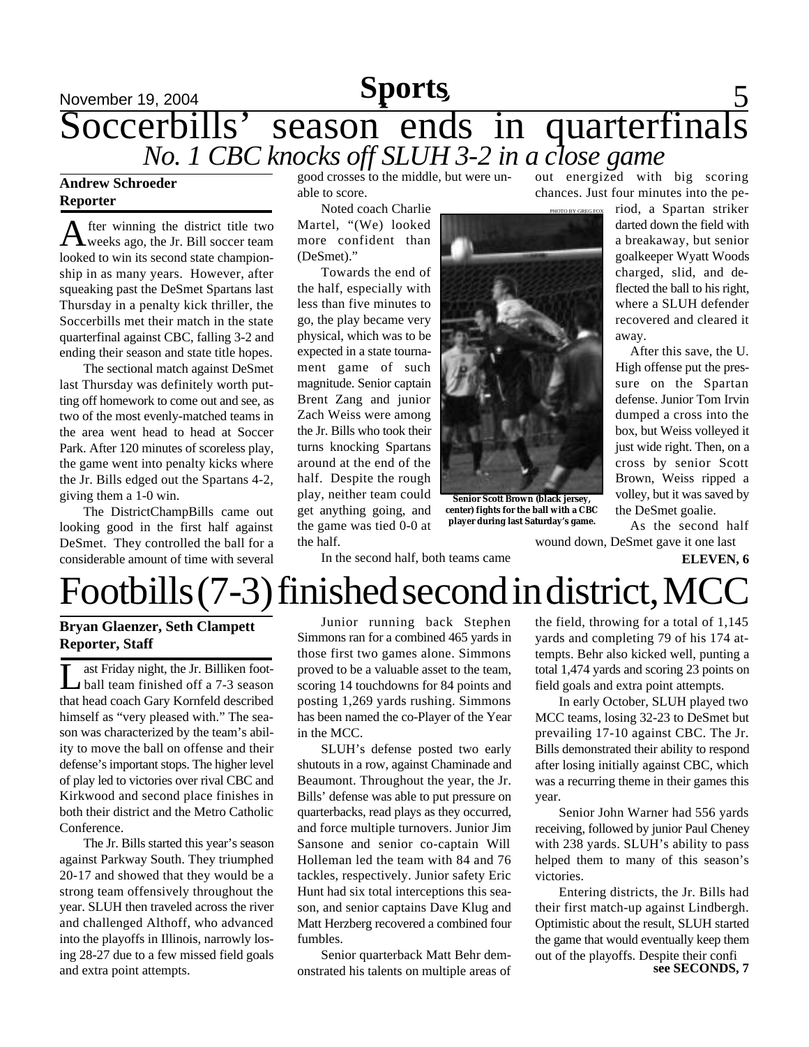# Soccerbills' season ends in quarterfinals

*No. 1 CBC knocks off SLUH 3-2 in a close game*

**Andrew Schroeder**
**Reporter**

After winning the district title two weeks ago, the Jr. Bill soccer team looked to win its second state championship in as many years. However, after squeaking past the DeSmet Spartans last Thursday in a penalty kick thriller, the Soccerbills met their match in the state quarterfinal against CBC, falling 3-2 and ending their season and state title hopes.

The sectional match against DeSmet last Thursday was definitely worth putting off homework to come out and see, as two of the most evenly-matched teams in the area went head to head at Soccer Park. After 120 minutes of scoreless play, the game went into penalty kicks where the Jr. Bills edged out the Spartans 4-2, giving them a 1-0 win.

The DistrictChampBills came out looking good in the first half against DeSmet. They controlled the ball for a considerable amount of time with several good crosses to the middle, but were unable to score.

Noted coach Charlie Martel, "(We) looked more confident than (DeSmet)."

Towards the end of the half, especially with less than five minutes to go, the play became very physical, which was to be expected in a state tournament game of such magnitude. Senior captain Brent Zang and junior Zach Weiss were among the Jr. Bills who took their turns knocking Spartans around at the end of the half. Despite the rough play, neither team could get anything going, and the game was tied 0-0 at the half.

In the second half, both teams came out energized with big scoring chances. Just four minutes into the period, a Spartan striker darted down the field with a breakaway, but senior goalkeeper Wyatt Woods charged, slid, and deflected the ball to his right, where a SLUH defender recovered and cleared it away.

PHOTO BY GREG FOX

**Senior Scott Brown (black jersey, center) fights for the ball with a CBC player during last Saturday's game.**

After this save, the U. High offense put the pressure on the Spartan defense. Junior Tom Irvin dumped a cross into the box, but Weiss volleyed it just wide right. Then, on a cross by senior Scott Brown, Weiss ripped a volley, but it was saved by the DeSmet goalie.

As the second half wound down, DeSmet gave it one last

**ELEVEN, 6**

# Footbills (7-3) finished second in district, MCC

**Bryan Glaenzer, Seth Clampett**
**Reporter, Staff**

Last Friday night, the Jr. Billiken football team finished off a 7-3 season that head coach Gary Kornfeld described himself as "very pleased with." The season was characterized by the team's ability to move the ball on offense and their defense's important stops. The higher level of play led to victories over rival CBC and Kirkwood and second place finishes in both their district and the Metro Catholic Conference.

The Jr. Bills started this year's season against Parkway South. They triumphed 20-17 and showed that they would be a strong team offensively throughout the year. SLUH then traveled across the river and challenged Althoff, who advanced into the playoffs in Illinois, narrowly losing 28-27 due to a few missed field goals and extra point attempts.

Junior running back Stephen Simmons ran for a combined 465 yards in those first two games alone. Simmons proved to be a valuable asset to the team, scoring 14 touchdowns for 84 points and posting 1,269 yards rushing. Simmons has been named the co-Player of the Year in the MCC.

SLUH's defense posted two early shutouts in a row, against Chaminade and Beaumont. Throughout the year, the Jr. Bills' defense was able to put pressure on quarterbacks, read plays as they occurred, and force multiple turnovers. Junior Jim Sansone and senior co-captain Will Holleman led the team with 84 and 76 tackles, respectively. Junior safety Eric Hunt had six total interceptions this season, and senior captains Dave Klug and Matt Herzberg recovered a combined four fumbles.

Senior quarterback Matt Behr demonstrated his talents on multiple areas of the field, throwing for a total of 1,145 yards and completing 79 of his 174 attempts. Behr also kicked well, punting a total 1,474 yards and scoring 23 points on field goals and extra point attempts.

In early October, SLUH played two MCC teams, losing 32-23 to DeSmet but prevailing 17-10 against CBC. The Jr. Bills demonstrated their ability to respond after losing initially against CBC, which was a recurring theme in their games this year.

Senior John Warner had 556 yards receiving, followed by junior Paul Cheney with 238 yards. SLUH's ability to pass helped them to many of this season's victories.

Entering districts, the Jr. Bills had their first match-up against Lindbergh. Optimistic about the result, SLUH started the game that would eventually keep them out of the playoffs. Despite their confi

**see SECONDS, 7**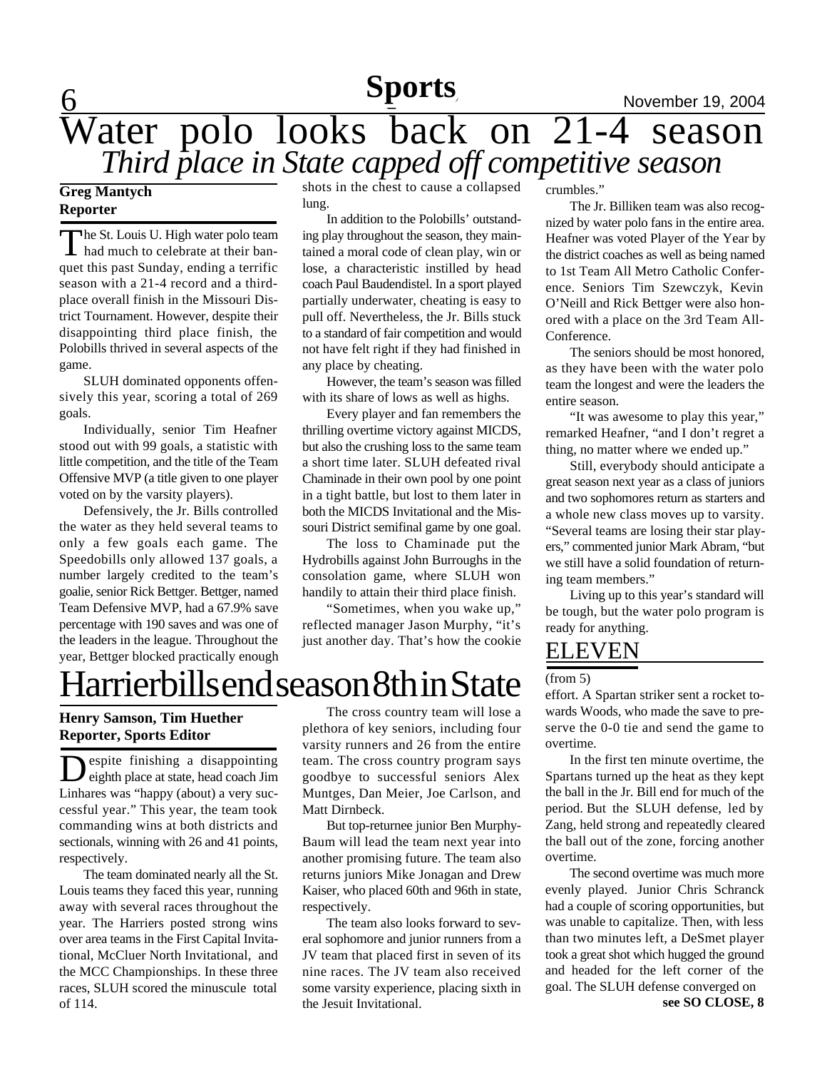# Water polo looks back on 21-4 season

## *Third place in State capped off competitive season*

**Greg Mantych**
**Reporter**

The St. Louis U. High water polo team had much to celebrate at their banquet this past Sunday, ending a terrific season with a 21-4 record and a third-place overall finish in the Missouri District Tournament. However, despite their disappointing third place finish, the Polobills thrived in several aspects of the game.

SLUH dominated opponents offensively this year, scoring a total of 269 goals.

Individually, senior Tim Heafner stood out with 99 goals, a statistic with little competition, and the title of the Team Offensive MVP (a title given to one player voted on by the varsity players).

Defensively, the Jr. Bills controlled the water as they held several teams to only a few goals each game. The Speedobills only allowed 137 goals, a number largely credited to the team's goalie, senior Rick Bettger. Bettger, named Team Defensive MVP, had a 67.9% save percentage with 190 saves and was one of the leaders in the league. Throughout the year, Bettger blocked practically enough shots in the chest to cause a collapsed lung.

In addition to the Polobills' outstanding play throughout the season, they maintained a moral code of clean play, win or lose, a characteristic instilled by head coach Paul Baudendistel. In a sport played partially underwater, cheating is easy to pull off. Nevertheless, the Jr. Bills stuck to a standard of fair competition and would not have felt right if they had finished in any place by cheating.

However, the team's season was filled with its share of lows as well as highs.

Every player and fan remembers the thrilling overtime victory against MICDS, but also the crushing loss to the same team a short time later. SLUH defeated rival Chaminade in their own pool by one point in a tight battle, but lost to them later in both the MICDS Invitational and the Missouri District semifinal game by one goal.

The loss to Chaminade put the Hydrobills against John Burroughs in the consolation game, where SLUH won handily to attain their third place finish.

"Sometimes, when you wake up," reflected manager Jason Murphy, "it's just another day. That's how the cookie crumbles."

The Jr. Billiken team was also recognized by water polo fans in the entire area. Heafner was voted Player of the Year by the district coaches as well as being named to 1st Team All Metro Catholic Conference. Seniors Tim Szewczyk, Kevin O'Neill and Rick Bettger were also honored with a place on the 3rd Team All-Conference.

The seniors should be most honored, as they have been with the water polo team the longest and were the leaders the entire season.

"It was awesome to play this year," remarked Heafner, "and I don't regret a thing, no matter where we ended up."

Still, everybody should anticipate a great season next year as a class of juniors and two sophomores return as starters and a whole new class moves up to varsity. "Several teams are losing their star players," commented junior Mark Abram, "but we still have a solid foundation of returning team members."

Living up to this year's standard will be tough, but the water polo program is ready for anything.

# Harrierbills end season 8th in State

**Henry Samson, Tim Huether**
**Reporter, Sports Editor**

Despite finishing a disappointing eighth place at state, head coach Jim Linhares was "happy (about) a very successful year." This year, the team took commanding wins at both districts and sectionals, winning with 26 and 41 points, respectively.

The team dominated nearly all the St. Louis teams they faced this year, running away with several races throughout the year. The Harriers posted strong wins over area teams in the First Capital Invitational, McCluer North Invitational, and the MCC Championships. In these three races, SLUH scored the minuscule total of 114.

The cross country team will lose a plethora of key seniors, including four varsity runners and 26 from the entire team. The cross country program says goodbye to successful seniors Alex Muntges, Dan Meier, Joe Carlson, and Matt Dirnbeck.

But top-returnee junior Ben Murphy-Baum will lead the team next year into another promising future. The team also returns juniors Mike Jonagan and Drew Kaiser, who placed 60th and 96th in state, respectively.

The team also looks forward to several sophomore and junior runners from a JV team that placed first in seven of its nine races. The JV team also received some varsity experience, placing sixth in the Jesuit Invitational.

## ELEVEN

(from 5)

effort. A Spartan striker sent a rocket towards Woods, who made the save to preserve the 0-0 tie and send the game to overtime.

In the first ten minute overtime, the Spartans turned up the heat as they kept the ball in the Jr. Bill end for much of the period. But the SLUH defense, led by Zang, held strong and repeatedly cleared the ball out of the zone, forcing another overtime.

The second overtime was much more evenly played. Junior Chris Schranck had a couple of scoring opportunities, but was unable to capitalize. Then, with less than two minutes left, a DeSmet player took a great shot which hugged the ground and headed for the left corner of the goal. The SLUH defense converged on

**see SO CLOSE, 8**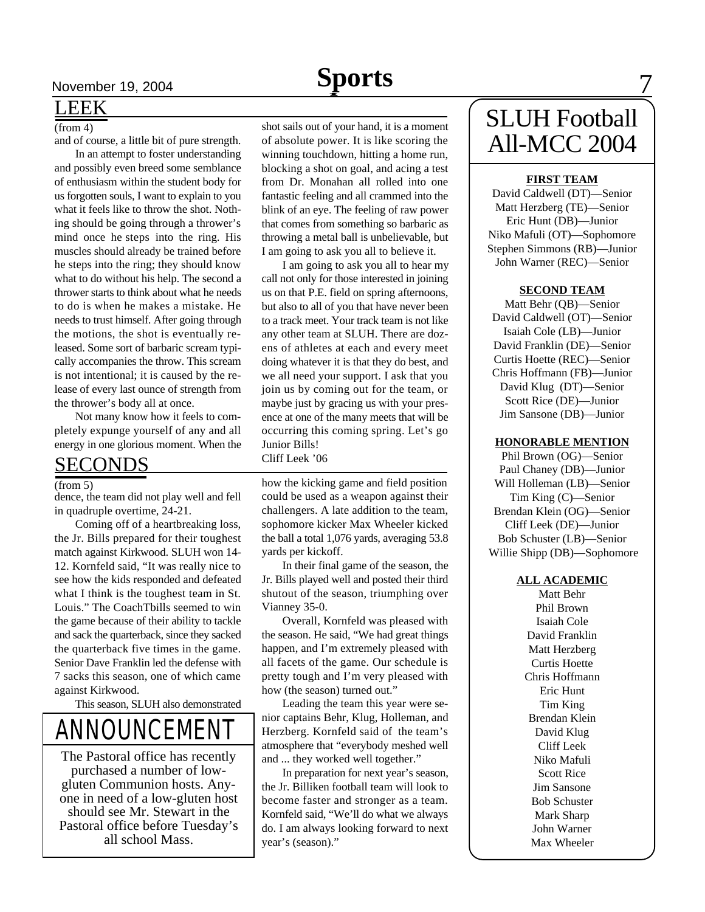## LEEK

(from 4)

and of course, a little bit of pure strength.

In an attempt to foster understanding and possibly even breed some semblance of enthusiasm within the student body for us forgotten souls, I want to explain to you what it feels like to throw the shot. Nothing should be going through a thrower's mind once he steps into the ring. His muscles should already be trained before he steps into the ring; they should know what to do without his help. The second a thrower starts to think about what he needs to do is when he makes a mistake. He needs to trust himself. After going through the motions, the shot is eventually released. Some sort of barbaric scream typically accompanies the throw. This scream is not intentional; it is caused by the release of every last ounce of strength from the thrower's body all at once.

Not many know how it feels to completely expunge yourself of any and all energy in one glorious moment. When the shot sails out of your hand, it is a moment of absolute power. It is like scoring the winning touchdown, hitting a home run, blocking a shot on goal, and acing a test from Dr. Monahan all rolled into one fantastic feeling and all crammed into the blink of an eye. The feeling of raw power that comes from something so barbaric as throwing a metal ball is unbelievable, but I am going to ask you all to believe it.

I am going to ask you all to hear my call not only for those interested in joining us on that P.E. field on spring afternoons, but also to all of you that have never been to a track meet. Your track team is not like any other team at SLUH. There are dozens of athletes at each and every meet doing whatever it is that they do best, and we all need your support. I ask that you join us by coming out for the team, or maybe just by gracing us with your presence at one of the many meets that will be occurring this coming spring. Let's go Junior Bills!

Cliff Leek '06

## SECONDS

(from 5)

dence, the team did not play well and fell in quadruple overtime, 24-21.

Coming off of a heartbreaking loss, the Jr. Bills prepared for their toughest match against Kirkwood. SLUH won 14-12. Kornfeld said, "It was really nice to see how the kids responded and defeated what I think is the toughest team in St. Louis." The CoachTbills seemed to win the game because of their ability to tackle and sack the quarterback, since they sacked the quarterback five times in the game. Senior Dave Franklin led the defense with 7 sacks this season, one of which came against Kirkwood.

This season, SLUH also demonstrated how the kicking game and field position could be used as a weapon against their challengers. A late addition to the team, sophomore kicker Max Wheeler kicked the ball a total 1,076 yards, averaging 53.8 yards per kickoff.

In their final game of the season, the Jr. Bills played well and posted their third shutout of the season, triumphing over Vianney 35-0.

Overall, Kornfeld was pleased with the season. He said, "We had great things happen, and I'm extremely pleased with all facets of the game. Our schedule is pretty tough and I'm very pleased with how (the season) turned out."

Leading the team this year were senior captains Behr, Klug, Holleman, and Herzberg. Kornfeld said of the team's atmosphere that "everybody meshed well and ... they worked well together."

In preparation for next year's season, the Jr. Billiken football team will look to become faster and stronger as a team. Kornfeld said, "We'll do what we always do. I am always looking forward to next year's (season)."

## ANNOUNCEMENT

The Pastoral office has recently purchased a number of low-gluten Communion hosts. Anyone in need of a low-gluten host should see Mr. Stewart in the Pastoral office before Tuesday's all school Mass.

## SLUH Football All-MCC 2004

**FIRST TEAM**

David Caldwell (DT)—Senior
Matt Herzberg (TE)—Senior
Eric Hunt (DB)—Junior
Niko Mafuli (OT)—Sophomore
Stephen Simmons (RB)—Junior
John Warner (REC)—Senior

**SECOND TEAM**

Matt Behr (QB)—Senior
David Caldwell (OT)—Senior
Isaiah Cole (LB)—Junior
David Franklin (DE)—Senior
Curtis Hoette (REC)—Senior
Chris Hoffmann (FB)—Junior
David Klug (DT)—Senior
Scott Rice (DE)—Junior
Jim Sansone (DB)—Junior

**HONORABLE MENTION**

Phil Brown (OG)—Senior
Paul Chaney (DB)—Junior
Will Holleman (LB)—Senior
Tim King (C)—Senior
Brendan Klein (OG)—Senior
Cliff Leek (DE)—Junior
Bob Schuster (LB)—Senior
Willie Shipp (DB)—Sophomore

**ALL ACADEMIC**

Matt Behr
Phil Brown
Isaiah Cole
David Franklin
Matt Herzberg
Curtis Hoette
Chris Hoffmann
Eric Hunt
Tim King
Brendan Klein
David Klug
Cliff Leek
Niko Mafuli
Scott Rice
Jim Sansone
Bob Schuster
Mark Sharp
John Warner
Max Wheeler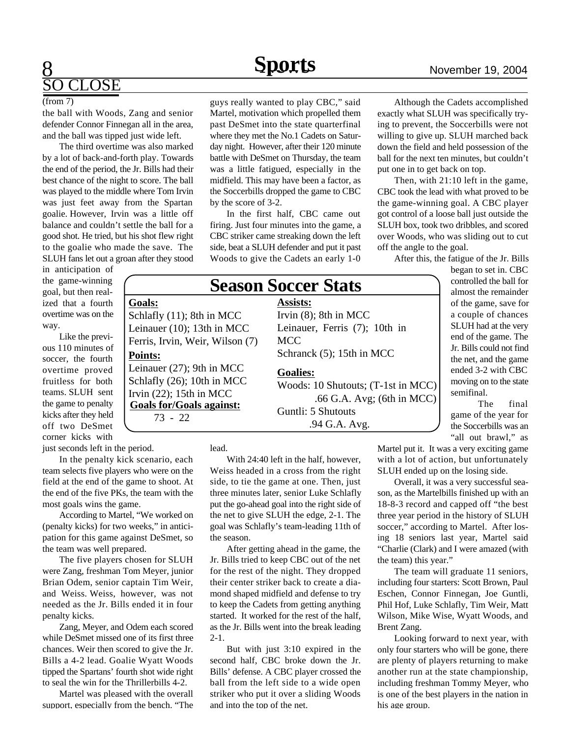## SO CLOSE

(from 7)

the ball with Woods, Zang and senior defender Connor Finnegan all in the area, and the ball was tipped just wide left.

The third overtime was also marked by a lot of back-and-forth play. Towards the end of the period, the Jr. Bills had their best chance of the night to score. The ball was played to the middle where Tom Irvin was just feet away from the Spartan goalie. However, Irvin was a little off balance and couldn't settle the ball for a good shot. He tried, but his shot flew right to the goalie who made the save. The SLUH fans let out a groan after they stood in anticipation of the game-winning goal, but then realized that a fourth overtime was on the way.

Like the previous 110 minutes of soccer, the fourth overtime proved fruitless for both teams. SLUH sent the game to penalty kicks after they held off two DeSmet corner kicks with just seconds left in the period.

In the penalty kick scenario, each team selects five players who were on the field at the end of the game to shoot. At the end of the five PKs, the team with the most goals wins the game.

According to Martel, "We worked on (penalty kicks) for two weeks," in anticipation for this game against DeSmet, so the team was well prepared.

The five players chosen for SLUH were Zang, freshman Tom Meyer, junior Brian Odem, senior captain Tim Weir, and Weiss. Weiss, however, was not needed as the Jr. Bills ended it in four penalty kicks.

Zang, Meyer, and Odem each scored while DeSmet missed one of its first three chances. Weir then scored to give the Jr. Bills a 4-2 lead. Goalie Wyatt Woods tipped the Spartans' fourth shot wide right to seal the win for the Thrillerbills 4-2.

Martel was pleased with the overall support, especially from the bench. "The guys really wanted to play CBC," said Martel, motivation which propelled them past DeSmet into the state quarterfinal where they met the No.1 Cadets on Saturday night. However, after their 120 minute battle with DeSmet on Thursday, the team was a little fatigued, especially in the midfield. This may have been a factor, as the Soccerbills dropped the game to CBC by the score of 3-2.

In the first half, CBC came out firing. Just four minutes into the game, a CBC striker came streaking down the left side, beat a SLUH defender and put it past Woods to give the Cadets an early 1-0 lead.

With 24:40 left in the half, however, Weiss headed in a cross from the right side, to tie the game at one. Then, just three minutes later, senior Luke Schlafly put the go-ahead goal into the right side of the net to give SLUH the edge, 2-1. The goal was Schlafly's team-leading 11th of the season.

After getting ahead in the game, the Jr. Bills tried to keep CBC out of the net for the rest of the night. They dropped their center striker back to create a diamond shaped midfield and defense to try to keep the Cadets from getting anything started. It worked for the rest of the half, as the Jr. Bills went into the break leading 2-1.

But with just 3:10 expired in the second half, CBC broke down the Jr. Bills' defense. A CBC player crossed the ball from the left side to a wide open striker who put it over a sliding Woods and into the top of the net.

Although the Cadets accomplished exactly what SLUH was specifically trying to prevent, the Soccerbills were not willing to give up. SLUH marched back down the field and held possession of the ball for the next ten minutes, but couldn't put one in to get back on top.

Then, with 21:10 left in the game, CBC took the lead with what proved to be the game-winning goal. A CBC player got control of a loose ball just outside the SLUH box, took two dribbles, and scored over Woods, who was sliding out to cut off the angle to the goal.

After this, the fatigue of the Jr. Bills began to set in. CBC controlled the ball for almost the remainder of the game, save for a couple of chances SLUH had at the very end of the game. The Jr. Bills could not find the net, and the game ended 3-2 with CBC moving on to the state semifinal.

The final game of the year for the Soccerbills was an "all out brawl," as Martel put it. It was a very exciting game with a lot of action, but unfortunately SLUH ended up on the losing side.

Overall, it was a very successful season, as the Martelbills finished up with an 18-8-3 record and capped off "the best three year period in the history of SLUH soccer," according to Martel. After losing 18 seniors last year, Martel said "Charlie (Clark) and I were amazed (with the team) this year."

The team will graduate 11 seniors, including four starters: Scott Brown, Paul Eschen, Connor Finnegan, Joe Guntli, Phil Hof, Luke Schlafly, Tim Weir, Matt Wilson, Mike Wise, Wyatt Woods, and Brent Zang.

Looking forward to next year, with only four starters who will be gone, there are plenty of players returning to make another run at the state championship, including freshman Tommy Meyer, who is one of the best players in the nation in his age group.

### Season Soccer Stats

**Goals:**
Schlafly (11); 8th in MCC
Leinauer (10); 13th in MCC
Ferris, Irvin, Weir, Wilson (7)

**Points:**
Leinauer (27); 9th in MCC
Schlafly (26); 10th in MCC
Irvin (22); 15th in MCC

**Goals for/Goals against:**
73 - 22

**Assists:**
Irvin (8); 8th in MCC
Leinauer, Ferris (7); 10th in MCC
Schranck (5); 15th in MCC

**Goalies:**
Woods: 10 Shutouts; (T-1st in MCC)
.66 G.A. Avg; (6th in MCC)
Guntli: 5 Shutouts
.94 G.A. Avg.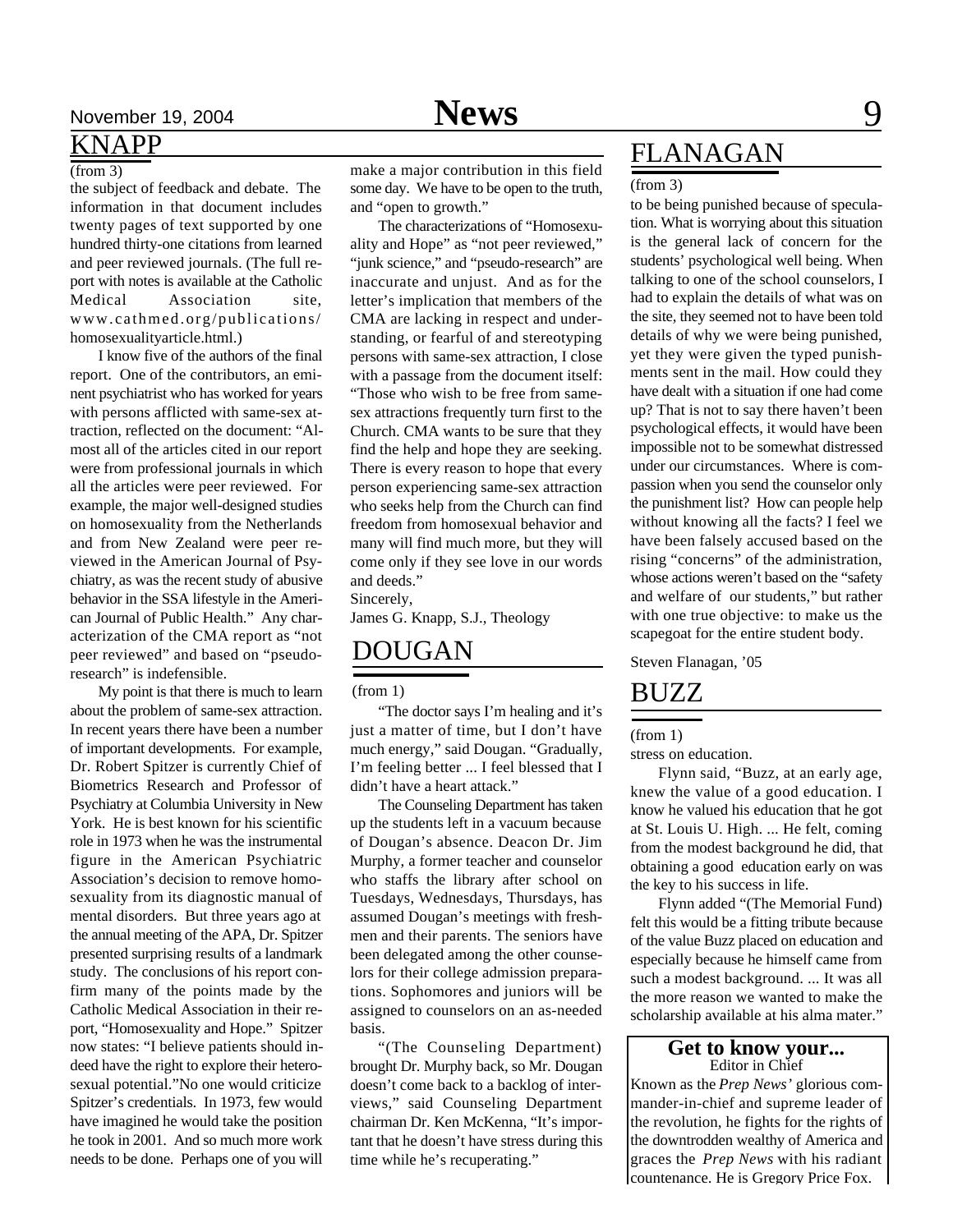## KNAPP

(from 3)

the subject of feedback and debate. The information in that document includes twenty pages of text supported by one hundred thirty-one citations from learned and peer reviewed journals. (The full report with notes is available at the Catholic Medical Association site, www.cathmed.org/publications/homosexualityarticle.html.)

I know five of the authors of the final report. One of the contributors, an eminent psychiatrist who has worked for years with persons afflicted with same-sex attraction, reflected on the document: "Almost all of the articles cited in our report were from professional journals in which all the articles were peer reviewed. For example, the major well-designed studies on homosexuality from the Netherlands and from New Zealand were peer reviewed in the American Journal of Psychiatry, as was the recent study of abusive behavior in the SSA lifestyle in the American Journal of Public Health." Any characterization of the CMA report as "not peer reviewed" and based on "pseudo-research" is indefensible.

My point is that there is much to learn about the problem of same-sex attraction. In recent years there have been a number of important developments. For example, Dr. Robert Spitzer is currently Chief of Biometrics Research and Professor of Psychiatry at Columbia University in New York. He is best known for his scientific role in 1973 when he was the instrumental figure in the American Psychiatric Association's decision to remove homosexuality from its diagnostic manual of mental disorders. But three years ago at the annual meeting of the APA, Dr. Spitzer presented surprising results of a landmark study. The conclusions of his report confirm many of the points made by the Catholic Medical Association in their report, "Homosexuality and Hope." Spitzer now states: "I believe patients should indeed have the right to explore their heterosexual potential."No one would criticize Spitzer's credentials. In 1973, few would have imagined he would take the position he took in 2001. And so much more work needs to be done. Perhaps one of you will make a major contribution in this field some day. We have to be open to the truth, and "open to growth."

The characterizations of "Homosexuality and Hope" as "not peer reviewed," "junk science," and "pseudo-research" are inaccurate and unjust. And as for the letter's implication that members of the CMA are lacking in respect and understanding, or fearful of and stereotyping persons with same-sex attraction, I close with a passage from the document itself: "Those who wish to be free from same-sex attractions frequently turn first to the Church. CMA wants to be sure that they find the help and hope they are seeking. There is every reason to hope that every person experiencing same-sex attraction who seeks help from the Church can find freedom from homosexual behavior and many will find much more, but they will come only if they see love in our words and deeds."

Sincerely,

James G. Knapp, S.J., Theology

## DOUGAN

(from 1)

"The doctor says I'm healing and it's just a matter of time, but I don't have much energy," said Dougan. "Gradually, I'm feeling better ... I feel blessed that I didn't have a heart attack."

The Counseling Department has taken up the students left in a vacuum because of Dougan's absence. Deacon Dr. Jim Murphy, a former teacher and counselor who staffs the library after school on Tuesdays, Wednesdays, Thursdays, has assumed Dougan's meetings with freshmen and their parents. The seniors have been delegated among the other counselors for their college admission preparations. Sophomores and juniors will be assigned to counselors on an as-needed basis.

"(The Counseling Department) brought Dr. Murphy back, so Mr. Dougan doesn't come back to a backlog of interviews," said Counseling Department chairman Dr. Ken McKenna, "It's important that he doesn't have stress during this time while he's recuperating."

## FLANAGAN

(from 3)

to be being punished because of speculation. What is worrying about this situation is the general lack of concern for the students' psychological well being. When talking to one of the school counselors, I had to explain the details of what was on the site, they seemed not to have been told details of why we were being punished, yet they were given the typed punishments sent in the mail. How could they have dealt with a situation if one had come up? That is not to say there haven't been psychological effects, it would have been impossible not to be somewhat distressed under our circumstances. Where is compassion when you send the counselor only the punishment list? How can people help without knowing all the facts? I feel we have been falsely accused based on the rising "concerns" of the administration, whose actions weren't based on the "safety and welfare of our students," but rather with one true objective: to make us the scapegoat for the entire student body.

Steven Flanagan, '05

## BUZZ

(from 1)

stress on education.

Flynn said, "Buzz, at an early age, knew the value of a good education. I know he valued his education that he got at St. Louis U. High. ... He felt, coming from the modest background he did, that obtaining a good education early on was the key to his success in life.

Flynn added "(The Memorial Fund) felt this would be a fitting tribute because of the value Buzz placed on education and especially because he himself came from such a modest background. ... It was all the more reason we wanted to make the scholarship available at his alma mater."

**Get to know your...**
Editor in Chief

Known as the *Prep News'* glorious commander-in-chief and supreme leader of the revolution, he fights for the rights of the downtrodden wealthy of America and graces the *Prep News* with his radiant countenance. He is Gregory Price Fox.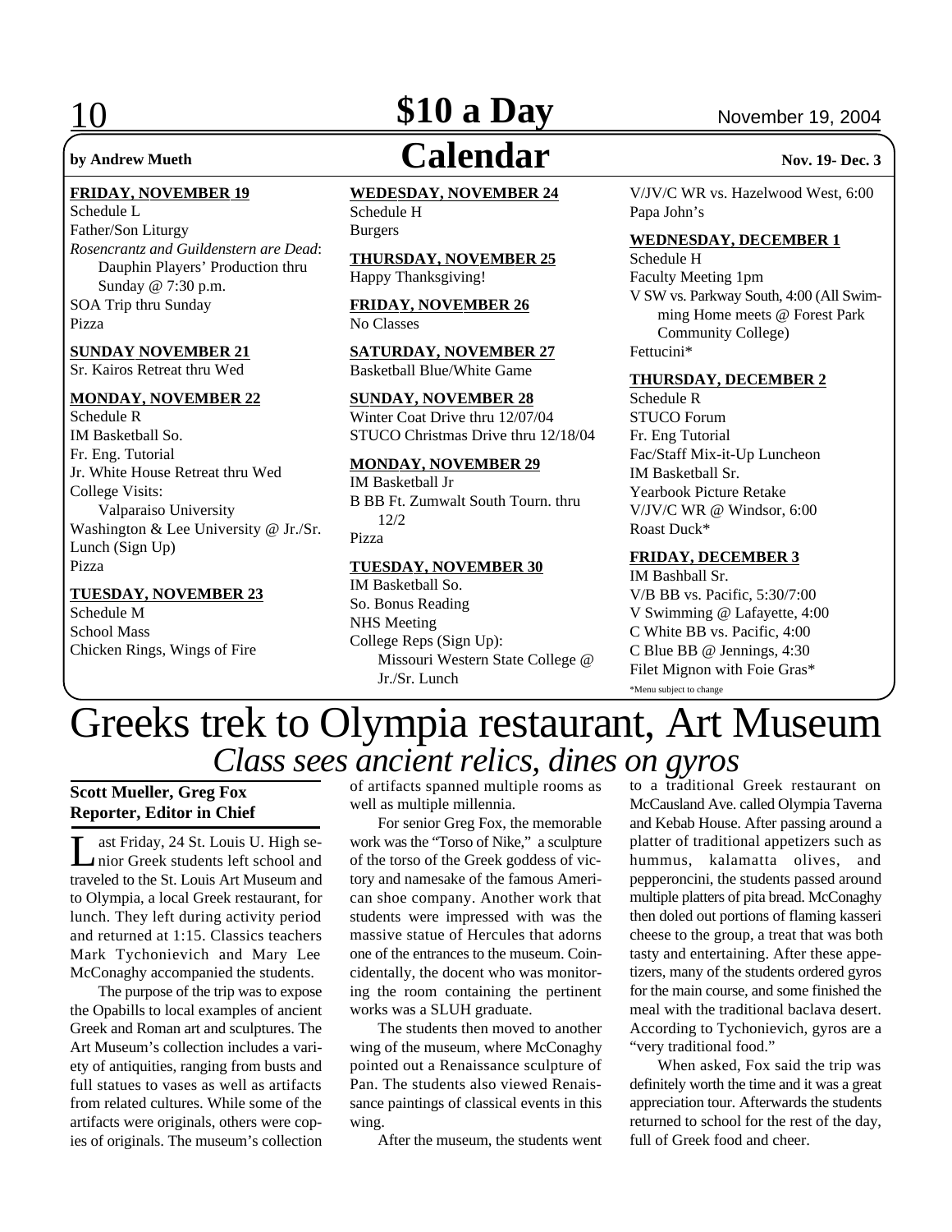# $10 a Day

# Calendar

by Andrew Mueth

Nov. 19- Dec. 3

**FRIDAY, NOVEMBER 19**
Schedule L
Father/Son Liturgy
*Rosencrantz and Guildenstern are Dead*: Dauphin Players' Production thru Sunday @ 7:30 p.m.
SOA Trip thru Sunday
Pizza

**SUNDAY NOVEMBER 21**
Sr. Kairos Retreat thru Wed

**MONDAY, NOVEMBER 22**
Schedule R
IM Basketball So.
Fr. Eng. Tutorial
Jr. White House Retreat thru Wed
College Visits:
Valparaiso University
Washington & Lee University @ Jr./Sr. Lunch (Sign Up)
Pizza

**TUESDAY, NOVEMBER 23**
Schedule M
School Mass
Chicken Rings, Wings of Fire

**WEDESDAY, NOVEMBER 24**
Schedule H
Burgers

**THURSDAY, NOVEMBER 25**
Happy Thanksgiving!

**FRIDAY, NOVEMBER 26**
No Classes

**SATURDAY, NOVEMBER 27**
Basketball Blue/White Game

**SUNDAY, NOVEMBER 28**
Winter Coat Drive thru 12/07/04
STUCO Christmas Drive thru 12/18/04

**MONDAY, NOVEMBER 29**
IM Basketball Jr
B BB Ft. Zumwalt South Tourn. thru 12/2
Pizza

**TUESDAY, NOVEMBER 30**
IM Basketball So.
So. Bonus Reading
NHS Meeting
College Reps (Sign Up):
Missouri Western State College @ Jr./Sr. Lunch
V/JV/C WR vs. Hazelwood West, 6:00
Papa John's

**WEDNESDAY, DECEMBER 1**
Schedule H
Faculty Meeting 1pm
V SW vs. Parkway South, 4:00 (All Swimming Home meets @ Forest Park Community College)
Fettucini*

**THURSDAY, DECEMBER 2**
Schedule R
STUCO Forum
Fr. Eng Tutorial
Fac/Staff Mix-it-Up Luncheon
IM Basketball Sr.
Yearbook Picture Retake
V/JV/C WR @ Windsor, 6:00
Roast Duck*

**FRIDAY, DECEMBER 3**
IM Bashball Sr.
V/B BB vs. Pacific, 5:30/7:00
V Swimming @ Lafayette, 4:00
C White BB vs. Pacific, 4:00
C Blue BB @ Jennings, 4:30
Filet Mignon with Foie Gras*

*Menu subject to change

# Greeks trek to Olympia restaurant, Art Museum

## *Class sees ancient relics, dines on gyros*

**Scott Mueller, Greg Fox**
**Reporter, Editor in Chief**

Last Friday, 24 St. Louis U. High senior Greek students left school and traveled to the St. Louis Art Museum and to Olympia, a local Greek restaurant, for lunch. They left during activity period and returned at 1:15. Classics teachers Mark Tychonievich and Mary Lee McConaghy accompanied the students.

The purpose of the trip was to expose the Opabills to local examples of ancient Greek and Roman art and sculptures. The Art Museum's collection includes a variety of antiquities, ranging from busts and full statues to vases as well as artifacts from related cultures. While some of the artifacts were originals, others were copies of originals. The museum's collection of artifacts spanned multiple rooms as well as multiple millennia.

For senior Greg Fox, the memorable work was the "Torso of Nike," a sculpture of the torso of the Greek goddess of victory and namesake of the famous American shoe company. Another work that students were impressed with was the massive statue of Hercules that adorns one of the entrances to the museum. Coincidentally, the docent who was monitoring the room containing the pertinent works was a SLUH graduate.

The students then moved to another wing of the museum, where McConaghy pointed out a Renaissance sculpture of Pan. The students also viewed Renaissance paintings of classical events in this wing.

After the museum, the students went to a traditional Greek restaurant on McCausland Ave. called Olympia Taverna and Kebab House. After passing around a platter of traditional appetizers such as hummus, kalamatta olives, and pepperoncini, the students passed around multiple platters of pita bread. McConaghy then doled out portions of flaming kasseri cheese to the group, a treat that was both tasty and entertaining. After these appetizers, many of the students ordered gyros for the main course, and some finished the meal with the traditional baclava desert. According to Tychonievich, gyros are a "very traditional food."

When asked, Fox said the trip was definitely worth the time and it was a great appreciation tour. Afterwards the students returned to school for the rest of the day, full of Greek food and cheer.